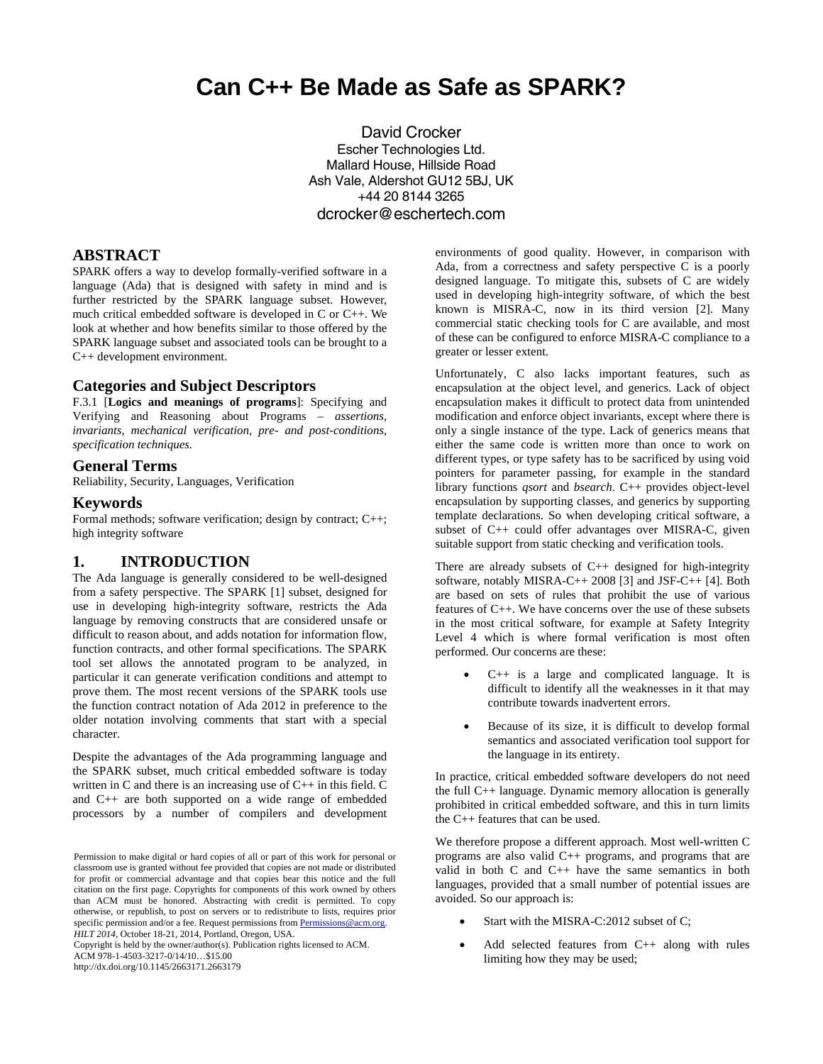# Can C++ Be Made as Safe as SPARK?

David Crocker
Escher Technologies Ltd.
Mallard House, Hillside Road
Ash Vale, Aldershot GU12 5BJ, UK
+44 20 8144 3265
dcrocker@eschertech.com

## ABSTRACT

SPARK offers a way to develop formally-verified software in a language (Ada) that is designed with safety in mind and is further restricted by the SPARK language subset. However, much critical embedded software is developed in C or C++. We look at whether and how benefits similar to those offered by the SPARK language subset and associated tools can be brought to a C++ development environment.

## Categories and Subject Descriptors

F.3.1 [**Logics and meanings of programs**]: Specifying and Verifying and Reasoning about Programs – *assertions, invariants, mechanical verification, pre- and post-conditions, specification techniques.*

## General Terms

Reliability, Security, Languages, Verification

## Keywords

Formal methods; software verification; design by contract; C++; high integrity software

## 1. INTRODUCTION

The Ada language is generally considered to be well-designed from a safety perspective. The SPARK [1] subset, designed for use in developing high-integrity software, restricts the Ada language by removing constructs that are considered unsafe or difficult to reason about, and adds notation for information flow, function contracts, and other formal specifications. The SPARK tool set allows the annotated program to be analyzed, in particular it can generate verification conditions and attempt to prove them. The most recent versions of the SPARK tools use the function contract notation of Ada 2012 in preference to the older notation involving comments that start with a special character.

Despite the advantages of the Ada programming language and the SPARK subset, much critical embedded software is today written in C and there is an increasing use of C++ in this field. C and C++ are both supported on a wide range of embedded processors by a number of compilers and development environments of good quality. However, in comparison with Ada, from a correctness and safety perspective C is a poorly designed language. To mitigate this, subsets of C are widely used in developing high-integrity software, of which the best known is MISRA-C, now in its third version [2]. Many commercial static checking tools for C are available, and most of these can be configured to enforce MISRA-C compliance to a greater or lesser extent.

Unfortunately, C also lacks important features, such as encapsulation at the object level, and generics. Lack of object encapsulation makes it difficult to protect data from unintended modification and enforce object invariants, except where there is only a single instance of the type. Lack of generics means that either the same code is written more than once to work on different types, or type safety has to be sacrificed by using void pointers for parameter passing, for example in the standard library functions *qsort* and *bsearch*. C++ provides object-level encapsulation by supporting classes, and generics by supporting template declarations. So when developing critical software, a subset of C++ could offer advantages over MISRA-C, given suitable support from static checking and verification tools.

There are already subsets of C++ designed for high-integrity software, notably MISRA-C++ 2008 [3] and JSF-C++ [4]. Both are based on sets of rules that prohibit the use of various features of C++. We have concerns over the use of these subsets in the most critical software, for example at Safety Integrity Level 4 which is where formal verification is most often performed. Our concerns are these:

- C++ is a large and complicated language. It is difficult to identify all the weaknesses in it that may contribute towards inadvertent errors.
- Because of its size, it is difficult to develop formal semantics and associated verification tool support for the language in its entirety.

In practice, critical embedded software developers do not need the full C++ language. Dynamic memory allocation is generally prohibited in critical embedded software, and this in turn limits the C++ features that can be used.

We therefore propose a different approach. Most well-written C programs are also valid C++ programs, and programs that are valid in both C and C++ have the same semantics in both languages, provided that a small number of potential issues are avoided. So our approach is:

- Start with the MISRA-C:2012 subset of C;
- Add selected features from C++ along with rules limiting how they may be used;

Permission to make digital or hard copies of all or part of this work for personal or classroom use is granted without fee provided that copies are not made or distributed for profit or commercial advantage and that copies bear this notice and the full citation on the first page. Copyrights for components of this work owned by others than ACM must be honored. Abstracting with credit is permitted. To copy otherwise, or republish, to post on servers or to redistribute to lists, requires prior specific permission and/or a fee. Request permissions from Permissions@acm.org.
*HILT 2014*, October 18-21, 2014, Portland, Oregon, USA.
Copyright is held by the owner/author(s). Publication rights licensed to ACM.
ACM 978-1-4503-3217-0/14/10…$15.00
http://dx.doi.org/10.1145/2663171.2663179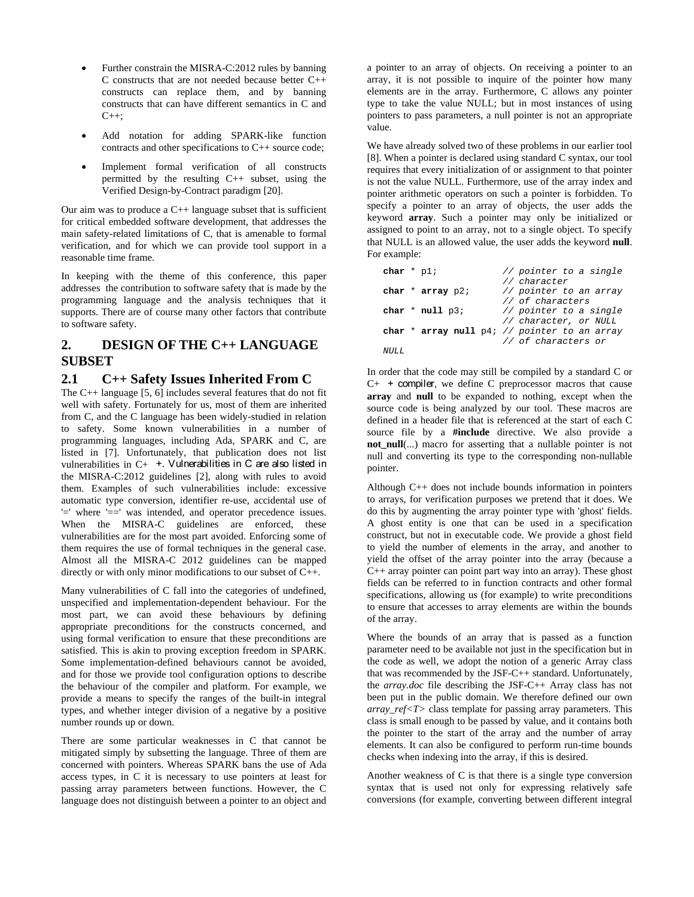- Further constrain the MISRA-C:2012 rules by banning C constructs that are not needed because better C++ constructs can replace them, and by banning constructs that can have different semantics in C and C++;
- Add notation for adding SPARK-like function contracts and other specifications to C++ source code;
- Implement formal verification of all constructs permitted by the resulting C++ subset, using the Verified Design-by-Contract paradigm [20].

Our aim was to produce a C++ language subset that is sufficient for critical embedded software development, that addresses the main safety-related limitations of C, that is amenable to formal verification, and for which we can provide tool support in a reasonable time frame.

In keeping with the theme of this conference, this paper addresses the contribution to software safety that is made by the programming language and the analysis techniques that it supports. There are of course many other factors that contribute to software safety.

## 2. DESIGN OF THE C++ LANGUAGE SUBSET

### 2.1 C++ Safety Issues Inherited From C

The C++ language [5, 6] includes several features that do not fit well with safety. Fortunately for us, most of them are inherited from C, and the C language has been widely-studied in relation to safety. Some known vulnerabilities in a number of programming languages, including Ada, SPARK and C, are listed in [7]. Unfortunately, that publication does not list vulnerabilities in C++. Vulnerabilities in C are also listed in the MISRA-C:2012 guidelines [2], along with rules to avoid them. Examples of such vulnerabilities include: excessive automatic type conversion, identifier re-use, accidental use of '=' where '==' was intended, and operator precedence issues. When the MISRA-C guidelines are enforced, these vulnerabilities are for the most part avoided. Enforcing some of them requires the use of formal techniques in the general case. Almost all the MISRA-C 2012 guidelines can be mapped directly or with only minor modifications to our subset of C++.

Many vulnerabilities of C fall into the categories of undefined, unspecified and implementation-dependent behaviour. For the most part, we can avoid these behaviours by defining appropriate preconditions for the constructs concerned, and using formal verification to ensure that these preconditions are satisfied. This is akin to proving exception freedom in SPARK. Some implementation-defined behaviours cannot be avoided, and for those we provide tool configuration options to describe the behaviour of the compiler and platform. For example, we provide a means to specify the ranges of the built-in integral types, and whether integer division of a negative by a positive number rounds up or down.

There are some particular weaknesses in C that cannot be mitigated simply by subsetting the language. Three of them are concerned with pointers. Whereas SPARK bans the use of Ada access types, in C it is necessary to use pointers at least for passing array parameters between functions. However, the C language does not distinguish between a pointer to an object and a pointer to an array of objects. On receiving a pointer to an array, it is not possible to inquire of the pointer how many elements are in the array. Furthermore, C allows any pointer type to take the value NULL; but in most instances of using pointers to pass parameters, a null pointer is not an appropriate value.

We have already solved two of these problems in our earlier tool [8]. When a pointer is declared using standard C syntax, our tool requires that every initialization of or assignment to that pointer is not the value NULL. Furthermore, use of the array index and pointer arithmetic operators on such a pointer is forbidden. To specify a pointer to an array of objects, the user adds the keyword **array**. Such a pointer may only be initialized or assigned to point to an array, not to a single object. To specify that NULL is an allowed value, the user adds the keyword **null**. For example:

```
char * p1;              // pointer to a single
                        // character
char * array p2;        // pointer to an array
                        // of characters
char * null p3;         // pointer to a single
                        // character, or NULL
char * array null p4; // pointer to an array
                        // of characters or
NULL
```

In order that the code may still be compiled by a standard C or C++ compiler, we define C preprocessor macros that cause **array** and **null** to be expanded to nothing, except when the source code is being analyzed by our tool. These macros are defined in a header file that is referenced at the start of each C source file by a **#include** directive. We also provide a **not_null**(...) macro for asserting that a nullable pointer is not null and converting its type to the corresponding non-nullable pointer.

Although C++ does not include bounds information in pointers to arrays, for verification purposes we pretend that it does. We do this by augmenting the array pointer type with 'ghost' fields. A ghost entity is one that can be used in a specification construct, but not in executable code. We provide a ghost field to yield the number of elements in the array, and another to yield the offset of the array pointer into the array (because a C++ array pointer can point part way into an array). These ghost fields can be referred to in function contracts and other formal specifications, allowing us (for example) to write preconditions to ensure that accesses to array elements are within the bounds of the array.

Where the bounds of an array that is passed as a function parameter need to be available not just in the specification but in the code as well, we adopt the notion of a generic Array class that was recommended by the JSF-C++ standard. Unfortunately, the *array.doc* file describing the JSF-C++ Array class has not been put in the public domain. We therefore defined our own *array_ref<T>* class template for passing array parameters. This class is small enough to be passed by value, and it contains both the pointer to the start of the array and the number of array elements. It can also be configured to perform run-time bounds checks when indexing into the array, if this is desired.

Another weakness of C is that there is a single type conversion syntax that is used not only for expressing relatively safe conversions (for example, converting between different integral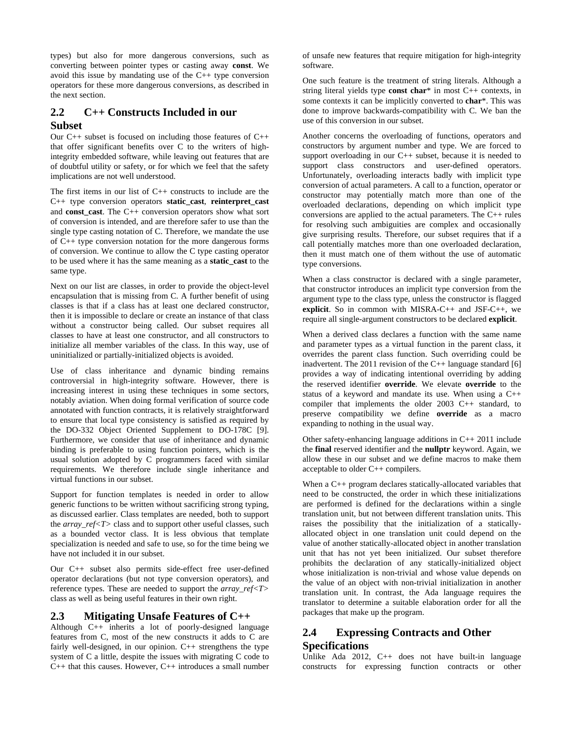types) but also for more dangerous conversions, such as converting between pointer types or casting away **const**. We avoid this issue by mandating use of the C++ type conversion operators for these more dangerous conversions, as described in the next section.

## 2.2 C++ Constructs Included in our Subset

Our C++ subset is focused on including those features of C++ that offer significant benefits over C to the writers of high-integrity embedded software, while leaving out features that are of doubtful utility or safety, or for which we feel that the safety implications are not well understood.

The first items in our list of C++ constructs to include are the C++ type conversion operators **static_cast**, **reinterpret_cast** and **const_cast**. The C++ conversion operators show what sort of conversion is intended, and are therefore safer to use than the single type casting notation of C. Therefore, we mandate the use of C++ type conversion notation for the more dangerous forms of conversion. We continue to allow the C type casting operator to be used where it has the same meaning as a **static_cast** to the same type.

Next on our list are classes, in order to provide the object-level encapsulation that is missing from C. A further benefit of using classes is that if a class has at least one declared constructor, then it is impossible to declare or create an instance of that class without a constructor being called. Our subset requires all classes to have at least one constructor, and all constructors to initialize all member variables of the class. In this way, use of uninitialized or partially-initialized objects is avoided.

Use of class inheritance and dynamic binding remains controversial in high-integrity software. However, there is increasing interest in using these techniques in some sectors, notably aviation. When doing formal verification of source code annotated with function contracts, it is relatively straightforward to ensure that local type consistency is satisfied as required by the DO-332 Object Oriented Supplement to DO-178C [9]. Furthermore, we consider that use of inheritance and dynamic binding is preferable to using function pointers, which is the usual solution adopted by C programmers faced with similar requirements. We therefore include single inheritance and virtual functions in our subset.

Support for function templates is needed in order to allow generic functions to be written without sacrificing strong typing, as discussed earlier. Class templates are needed, both to support the *array_ref<T>* class and to support other useful classes, such as a bounded vector class. It is less obvious that template specialization is needed and safe to use, so for the time being we have not included it in our subset.

Our C++ subset also permits side-effect free user-defined operator declarations (but not type conversion operators), and reference types. These are needed to support the *array_ref<T>* class as well as being useful features in their own right.

## 2.3 Mitigating Unsafe Features of C++

Although C++ inherits a lot of poorly-designed language features from C, most of the new constructs it adds to C are fairly well-designed, in our opinion. C++ strengthens the type system of C a little, despite the issues with migrating C code to C++ that this causes. However, C++ introduces a small number of unsafe new features that require mitigation for high-integrity software.

One such feature is the treatment of string literals. Although a string literal yields type **const char*** in most C++ contexts, in some contexts it can be implicitly converted to **char***. This was done to improve backwards-compatibility with C. We ban the use of this conversion in our subset.

Another concerns the overloading of functions, operators and constructors by argument number and type. We are forced to support overloading in our C++ subset, because it is needed to support class constructors and user-defined operators. Unfortunately, overloading interacts badly with implicit type conversion of actual parameters. A call to a function, operator or constructor may potentially match more than one of the overloaded declarations, depending on which implicit type conversions are applied to the actual parameters. The C++ rules for resolving such ambiguities are complex and occasionally give surprising results. Therefore, our subset requires that if a call potentially matches more than one overloaded declaration, then it must match one of them without the use of automatic type conversions.

When a class constructor is declared with a single parameter, that constructor introduces an implicit type conversion from the argument type to the class type, unless the constructor is flagged **explicit**. So in common with MISRA-C++ and JSF-C++, we require all single-argument constructors to be declared **explicit**.

When a derived class declares a function with the same name and parameter types as a virtual function in the parent class, it overrides the parent class function. Such overriding could be inadvertent. The 2011 revision of the C++ language standard [6] provides a way of indicating intentional overriding by adding the reserved identifier **override**. We elevate **override** to the status of a keyword and mandate its use. When using a C++ compiler that implements the older 2003 C++ standard, to preserve compatibility we define **override** as a macro expanding to nothing in the usual way.

Other safety-enhancing language additions in C++ 2011 include the **final** reserved identifier and the **nullptr** keyword. Again, we allow these in our subset and we define macros to make them acceptable to older C++ compilers.

When a C++ program declares statically-allocated variables that need to be constructed, the order in which these initializations are performed is defined for the declarations within a single translation unit, but not between different translation units. This raises the possibility that the initialization of a statically-allocated object in one translation unit could depend on the value of another statically-allocated object in another translation unit that has not yet been initialized. Our subset therefore prohibits the declaration of any statically-initialized object whose initialization is non-trivial and whose value depends on the value of an object with non-trivial initialization in another translation unit. In contrast, the Ada language requires the translator to determine a suitable elaboration order for all the packages that make up the program.

## 2.4 Expressing Contracts and Other Specifications

Unlike Ada 2012, C++ does not have built-in language constructs for expressing function contracts or other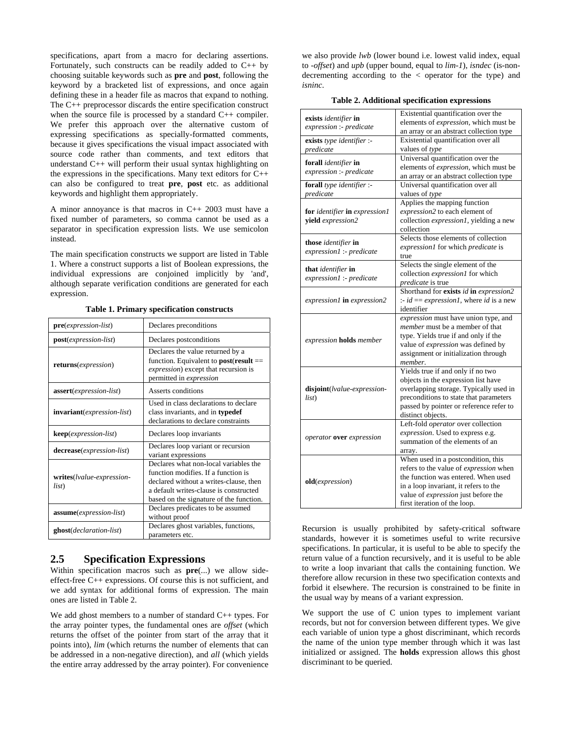specifications, apart from a macro for declaring assertions. Fortunately, such constructs can be readily added to C++ by choosing suitable keywords such as **pre** and **post**, following the keyword by a bracketed list of expressions, and once again defining these in a header file as macros that expand to nothing. The C++ preprocessor discards the entire specification construct when the source file is processed by a standard C++ compiler. We prefer this approach over the alternative custom of expressing specifications as specially-formatted comments, because it gives specifications the visual impact associated with source code rather than comments, and text editors that understand C++ will perform their usual syntax highlighting on the expressions in the specifications. Many text editors for C++ can also be configured to treat **pre**, **post** etc. as additional keywords and highlight them appropriately.

A minor annoyance is that macros in C++ 2003 must have a fixed number of parameters, so comma cannot be used as a separator in specification expression lists. We use semicolon instead.

The main specification constructs we support are listed in Table 1. Where a construct supports a list of Boolean expressions, the individual expressions are conjoined implicitly by 'and', although separate verification conditions are generated for each expression.

**Table 1. Primary specification constructs**

| | |
|---|---|
| **pre**(*expression-list*) | Declares preconditions |
| **post**(*expression-list*) | Declares postconditions |
| **returns**(*expression*) | Declares the value returned by a function. Equivalent to **post**(**result** == *expression*) except that recursion is permitted in *expression* |
| **assert**(*expression-list*) | Asserts conditions |
| **invariant**(*expression-list*) | Used in class declarations to declare class invariants, and in **typedef** declarations to declare constraints |
| **keep**(*expression-list*) | Declares loop invariants |
| **decrease**(*expression-list*) | Declares loop variant or recursion variant expressions |
| **writes**(*lvalue-expression-list*) | Declares what non-local variables the function modifies. If a function is declared without a writes-clause, then a default writes-clause is constructed based on the signature of the function. |
| **assume**(*expression-list*) | Declares predicates to be assumed without proof |
| **ghost**(*declaration-list*) | Declares ghost variables, functions, parameters etc. |

## 2.5 Specification Expressions

Within specification macros such as **pre**(...) we allow side-effect-free C++ expressions. Of course this is not sufficient, and we add syntax for additional forms of expression. The main ones are listed in Table 2.

We add ghost members to a number of standard C++ types. For the array pointer types, the fundamental ones are *offset* (which returns the offset of the pointer from start of the array that it points into), *lim* (which returns the number of elements that can be addressed in a non-negative direction), and *all* (which yields the entire array addressed by the array pointer). For convenience we also provide *lwb* (lower bound i.e. lowest valid index, equal to *-offset*) and *upb* (upper bound, equal to *lim-1*), *isndec* (is-non-decrementing according to the < operator for the type) and *isninc*.

**Table 2. Additional specification expressions**

| | |
|---|---|
| **exists** *identifier* **in** *expression* :- *predicate* | Existential quantification over the elements of *expression*, which must be an array or an abstract collection type |
| **exists** *type identifier* :- *predicate* | Existential quantification over all values of *type* |
| **forall** *identifier* **in** *expression* :- *predicate* | Universal quantification over the elements of *expression*, which must be an array or an abstract collection type |
| **forall** *type identifier* :- *predicate* | Universal quantification over all values of *type* |
| **for** *identifier* **in** *expression1* **yield** *expression2* | Applies the mapping function *expression2* to each element of collection *expression1*, yielding a new collection |
| **those** *identifier* **in** *expression1* :- *predicate* | Selects those elements of collection *expression1* for which *predicate* is true |
| **that** *identifier* **in** *expression1* :- *predicate* | Selects the single element of the collection *expression1* for which *predicate* is true |
| *expression1* **in** *expression2* | Shorthand for **exists** *id* **in** *expression2* :- *id* == *expression1*, where *id* is a new identifier |
| *expression* **holds** *member* | *expression* must have union type, and *member* must be a member of that type. Yields true if and only if the value of *expression* was defined by assignment or initialization through *member*. |
| **disjoint**(*lvalue-expression-list*) | Yields true if and only if no two objects in the expression list have overlapping storage. Typically used in preconditions to state that parameters passed by pointer or reference refer to distinct objects. |
| *operator* **over** *expression* | Left-fold *operator* over collection *expression*. Used to express e.g. summation of the elements of an array. |
| **old**(*expression*) | When used in a postcondition, this refers to the value of *expression* when the function was entered. When used in a loop invariant, it refers to the value of *expression* just before the first iteration of the loop. |

Recursion is usually prohibited by safety-critical software standards, however it is sometimes useful to write recursive specifications. In particular, it is useful to be able to specify the return value of a function recursively, and it is useful to be able to write a loop invariant that calls the containing function. We therefore allow recursion in these two specification contexts and forbid it elsewhere. The recursion is constrained to be finite in the usual way by means of a variant expression.

We support the use of C union types to implement variant records, but not for conversion between different types. We give each variable of union type a ghost discriminant, which records the name of the union type member through which it was last initialized or assigned. The **holds** expression allows this ghost discriminant to be queried.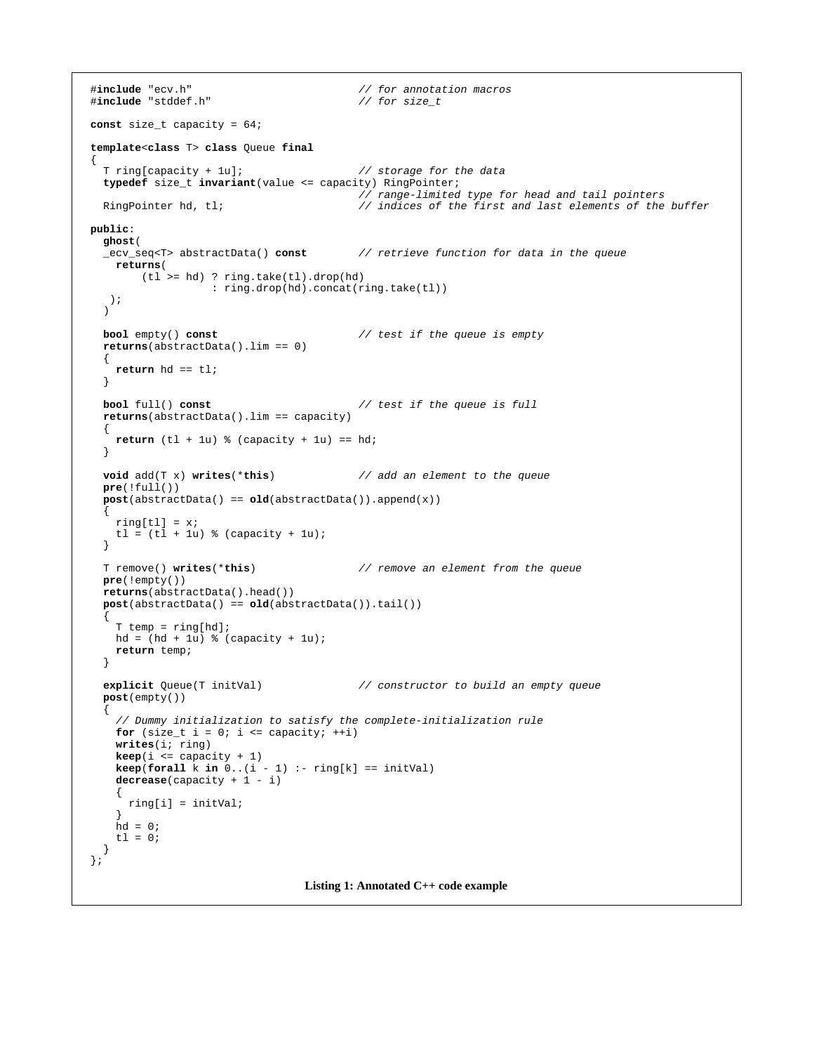```
#include "ecv.h"                          // for annotation macros
#include "stddef.h"                       // for size_t

const size_t capacity = 64;

template<class T> class Queue final
{
  T ring[capacity + 1u];                  // storage for the data
  typedef size_t invariant(value <= capacity) RingPointer;
                                          // range-limited type for head and tail pointers
  RingPointer hd, tl;                     // indices of the first and last elements of the buffer

public:
  ghost(
  _ecv_seq<T> abstractData() const        // retrieve function for data in the queue
    returns(
        (tl >= hd) ? ring.take(tl).drop(hd)
                   : ring.drop(hd).concat(ring.take(tl))
   );
  )

  bool empty() const                      // test if the queue is empty
  returns(abstractData().lim == 0)
  {
    return hd == tl;
  }

  bool full() const                       // test if the queue is full
  returns(abstractData().lim == capacity)
  {
    return (tl + 1u) % (capacity + 1u) == hd;
  }

  void add(T x) writes(*this)             // add an element to the queue
  pre(!full())
  post(abstractData() == old(abstractData()).append(x))
  {
    ring[tl] = x;
    tl = (tl + 1u) % (capacity + 1u);
  }

  T remove() writes(*this)                // remove an element from the queue
  pre(!empty())
  returns(abstractData().head())
  post(abstractData() == old(abstractData()).tail())
  {
    T temp = ring[hd];
    hd = (hd + 1u) % (capacity + 1u);
    return temp;
  }

  explicit Queue(T initVal)               // constructor to build an empty queue
  post(empty())
  {
    // Dummy initialization to satisfy the complete-initialization rule
    for (size_t i = 0; i <= capacity; ++i)
    writes(i; ring)
    keep(i <= capacity + 1)
    keep(forall k in 0..(i - 1) :- ring[k] == initVal)
    decrease(capacity + 1 - i)
    {
      ring[i] = initVal;
    }
    hd = 0;
    tl = 0;
  }
};
```

**Listing 1: Annotated C++ code example**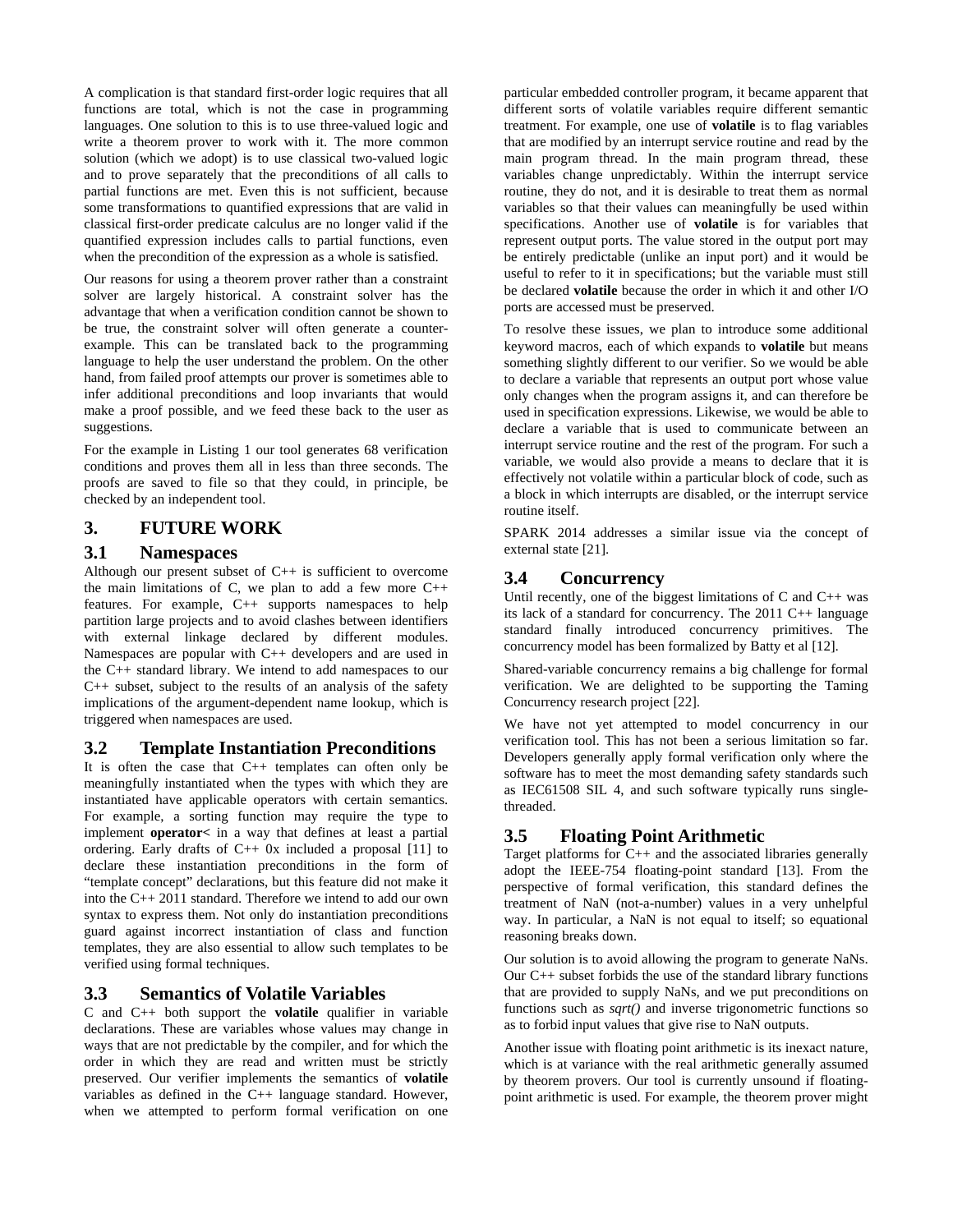A complication is that standard first-order logic requires that all functions are total, which is not the case in programming languages. One solution to this is to use three-valued logic and write a theorem prover to work with it. The more common solution (which we adopt) is to use classical two-valued logic and to prove separately that the preconditions of all calls to partial functions are met. Even this is not sufficient, because some transformations to quantified expressions that are valid in classical first-order predicate calculus are no longer valid if the quantified expression includes calls to partial functions, even when the precondition of the expression as a whole is satisfied.

Our reasons for using a theorem prover rather than a constraint solver are largely historical. A constraint solver has the advantage that when a verification condition cannot be shown to be true, the constraint solver will often generate a counter-example. This can be translated back to the programming language to help the user understand the problem. On the other hand, from failed proof attempts our prover is sometimes able to infer additional preconditions and loop invariants that would make a proof possible, and we feed these back to the user as suggestions.

For the example in Listing 1 our tool generates 68 verification conditions and proves them all in less than three seconds. The proofs are saved to file so that they could, in principle, be checked by an independent tool.

## 3. FUTURE WORK

### 3.1 Namespaces

Although our present subset of C++ is sufficient to overcome the main limitations of C, we plan to add a few more C++ features. For example, C++ supports namespaces to help partition large projects and to avoid clashes between identifiers with external linkage declared by different modules. Namespaces are popular with C++ developers and are used in the C++ standard library. We intend to add namespaces to our C++ subset, subject to the results of an analysis of the safety implications of the argument-dependent name lookup, which is triggered when namespaces are used.

### 3.2 Template Instantiation Preconditions

It is often the case that C++ templates can often only be meaningfully instantiated when the types with which they are instantiated have applicable operators with certain semantics. For example, a sorting function may require the type to implement **operator<** in a way that defines at least a partial ordering. Early drafts of C++ 0x included a proposal [11] to declare these instantiation preconditions in the form of "template concept" declarations, but this feature did not make it into the C++ 2011 standard. Therefore we intend to add our own syntax to express them. Not only do instantiation preconditions guard against incorrect instantiation of class and function templates, they are also essential to allow such templates to be verified using formal techniques.

### 3.3 Semantics of Volatile Variables

C and C++ both support the **volatile** qualifier in variable declarations. These are variables whose values may change in ways that are not predictable by the compiler, and for which the order in which they are read and written must be strictly preserved. Our verifier implements the semantics of **volatile** variables as defined in the C++ language standard. However, when we attempted to perform formal verification on one particular embedded controller program, it became apparent that different sorts of volatile variables require different semantic treatment. For example, one use of **volatile** is to flag variables that are modified by an interrupt service routine and read by the main program thread. In the main program thread, these variables change unpredictably. Within the interrupt service routine, they do not, and it is desirable to treat them as normal variables so that their values can meaningfully be used within specifications. Another use of **volatile** is for variables that represent output ports. The value stored in the output port may be entirely predictable (unlike an input port) and it would be useful to refer to it in specifications; but the variable must still be declared **volatile** because the order in which it and other I/O ports are accessed must be preserved.

To resolve these issues, we plan to introduce some additional keyword macros, each of which expands to **volatile** but means something slightly different to our verifier. So we would be able to declare a variable that represents an output port whose value only changes when the program assigns it, and can therefore be used in specification expressions. Likewise, we would be able to declare a variable that is used to communicate between an interrupt service routine and the rest of the program. For such a variable, we would also provide a means to declare that it is effectively not volatile within a particular block of code, such as a block in which interrupts are disabled, or the interrupt service routine itself.

SPARK 2014 addresses a similar issue via the concept of external state [21].

### 3.4 Concurrency

Until recently, one of the biggest limitations of C and C++ was its lack of a standard for concurrency. The 2011 C++ language standard finally introduced concurrency primitives. The concurrency model has been formalized by Batty et al [12].

Shared-variable concurrency remains a big challenge for formal verification. We are delighted to be supporting the Taming Concurrency research project [22].

We have not yet attempted to model concurrency in our verification tool. This has not been a serious limitation so far. Developers generally apply formal verification only where the software has to meet the most demanding safety standards such as IEC61508 SIL 4, and such software typically runs single-threaded.

### 3.5 Floating Point Arithmetic

Target platforms for C++ and the associated libraries generally adopt the IEEE-754 floating-point standard [13]. From the perspective of formal verification, this standard defines the treatment of NaN (not-a-number) values in a very unhelpful way. In particular, a NaN is not equal to itself; so equational reasoning breaks down.

Our solution is to avoid allowing the program to generate NaNs. Our C++ subset forbids the use of the standard library functions that are provided to supply NaNs, and we put preconditions on functions such as *sqrt()* and inverse trigonometric functions so as to forbid input values that give rise to NaN outputs.

Another issue with floating point arithmetic is its inexact nature, which is at variance with the real arithmetic generally assumed by theorem provers. Our tool is currently unsound if floating-point arithmetic is used. For example, the theorem prover might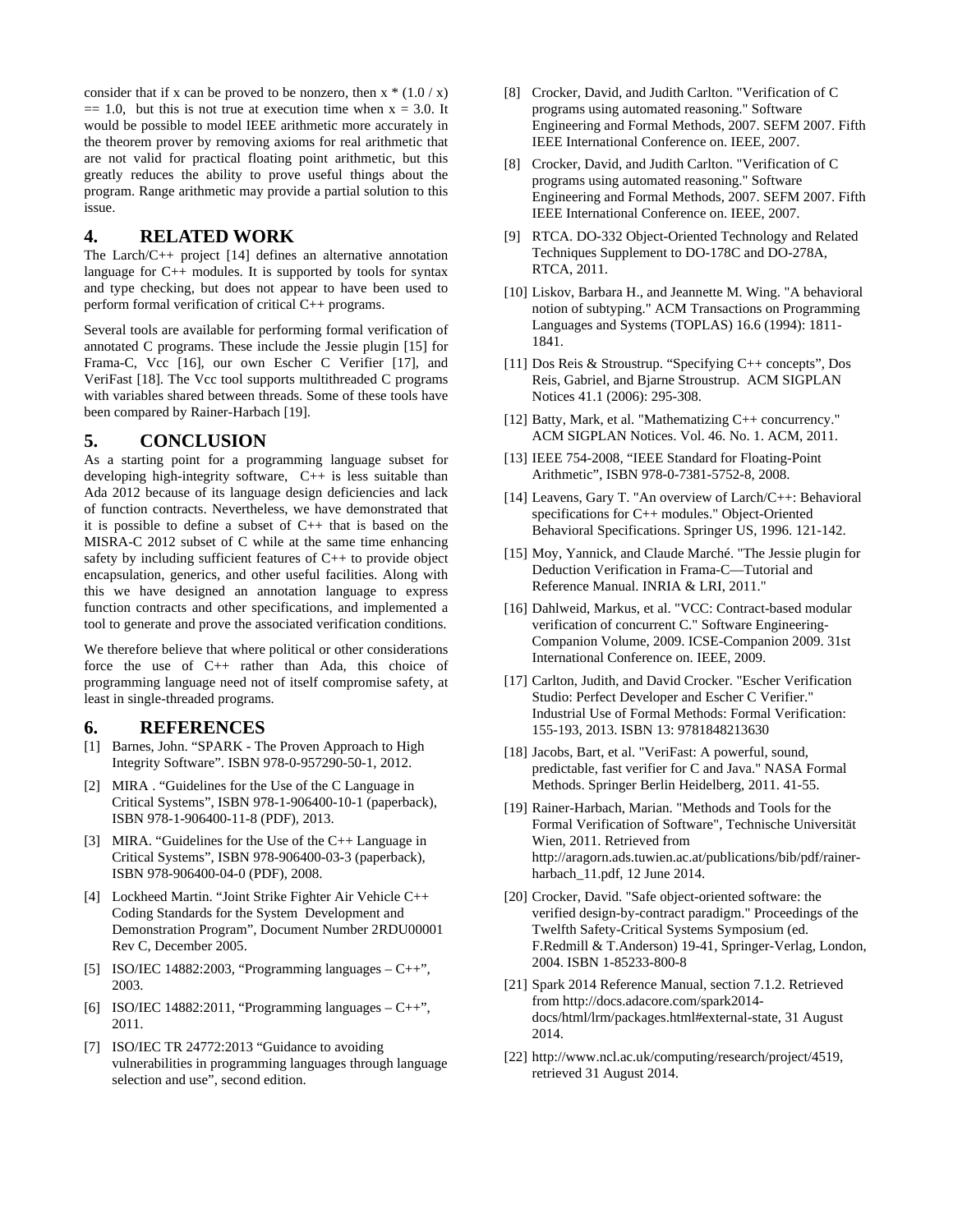consider that if x can be proved to be nonzero, then x * (1.0 / x) == 1.0, but this is not true at execution time when x = 3.0. It would be possible to model IEEE arithmetic more accurately in the theorem prover by removing axioms for real arithmetic that are not valid for practical floating point arithmetic, but this greatly reduces the ability to prove useful things about the program. Range arithmetic may provide a partial solution to this issue.

## 4. RELATED WORK

The Larch/C++ project [14] defines an alternative annotation language for C++ modules. It is supported by tools for syntax and type checking, but does not appear to have been used to perform formal verification of critical C++ programs.

Several tools are available for performing formal verification of annotated C programs. These include the Jessie plugin [15] for Frama-C, Vcc [16], our own Escher C Verifier [17], and VeriFast [18]. The Vcc tool supports multithreaded C programs with variables shared between threads. Some of these tools have been compared by Rainer-Harbach [19].

## 5. CONCLUSION

As a starting point for a programming language subset for developing high-integrity software, C++ is less suitable than Ada 2012 because of its language design deficiencies and lack of function contracts. Nevertheless, we have demonstrated that it is possible to define a subset of C++ that is based on the MISRA-C 2012 subset of C while at the same time enhancing safety by including sufficient features of C++ to provide object encapsulation, generics, and other useful facilities. Along with this we have designed an annotation language to express function contracts and other specifications, and implemented a tool to generate and prove the associated verification conditions.

We therefore believe that where political or other considerations force the use of C++ rather than Ada, this choice of programming language need not of itself compromise safety, at least in single-threaded programs.

## 6. REFERENCES

[1] Barnes, John. "SPARK - The Proven Approach to High Integrity Software". ISBN 978-0-957290-50-1, 2012.

[2] MIRA . "Guidelines for the Use of the C Language in Critical Systems", ISBN 978-1-906400-10-1 (paperback), ISBN 978-1-906400-11-8 (PDF), 2013.

[3] MIRA. "Guidelines for the Use of the C++ Language in Critical Systems", ISBN 978-906400-03-3 (paperback), ISBN 978-906400-04-0 (PDF), 2008.

[4] Lockheed Martin. "Joint Strike Fighter Air Vehicle C++ Coding Standards for the System Development and Demonstration Program", Document Number 2RDU00001 Rev C, December 2005.

[5] ISO/IEC 14882:2003, "Programming languages – C++", 2003.

[6] ISO/IEC 14882:2011, "Programming languages – C++", 2011.

[7] ISO/IEC TR 24772:2013 "Guidance to avoiding vulnerabilities in programming languages through language selection and use", second edition.

[8] Crocker, David, and Judith Carlton. "Verification of C programs using automated reasoning." Software Engineering and Formal Methods, 2007. SEFM 2007. Fifth IEEE International Conference on. IEEE, 2007.

[8] Crocker, David, and Judith Carlton. "Verification of C programs using automated reasoning." Software Engineering and Formal Methods, 2007. SEFM 2007. Fifth IEEE International Conference on. IEEE, 2007.

[9] RTCA. DO-332 Object-Oriented Technology and Related Techniques Supplement to DO-178C and DO-278A, RTCA, 2011.

[10] Liskov, Barbara H., and Jeannette M. Wing. "A behavioral notion of subtyping." ACM Transactions on Programming Languages and Systems (TOPLAS) 16.6 (1994): 1811-1841.

[11] Dos Reis & Stroustrup. "Specifying C++ concepts", Dos Reis, Gabriel, and Bjarne Stroustrup. ACM SIGPLAN Notices 41.1 (2006): 295-308.

[12] Batty, Mark, et al. "Mathematizing C++ concurrency." ACM SIGPLAN Notices. Vol. 46. No. 1. ACM, 2011.

[13] IEEE 754-2008, "IEEE Standard for Floating-Point Arithmetic", ISBN 978-0-7381-5752-8, 2008.

[14] Leavens, Gary T. "An overview of Larch/C++: Behavioral specifications for C++ modules." Object-Oriented Behavioral Specifications. Springer US, 1996. 121-142.

[15] Moy, Yannick, and Claude Marché. "The Jessie plugin for Deduction Verification in Frama-C—Tutorial and Reference Manual. INRIA & LRI, 2011."

[16] Dahlweid, Markus, et al. "VCC: Contract-based modular verification of concurrent C." Software Engineering-Companion Volume, 2009. ICSE-Companion 2009. 31st International Conference on. IEEE, 2009.

[17] Carlton, Judith, and David Crocker. "Escher Verification Studio: Perfect Developer and Escher C Verifier." Industrial Use of Formal Methods: Formal Verification: 155-193, 2013. ISBN 13: 9781848213630

[18] Jacobs, Bart, et al. "VeriFast: A powerful, sound, predictable, fast verifier for C and Java." NASA Formal Methods. Springer Berlin Heidelberg, 2011. 41-55.

[19] Rainer-Harbach, Marian. "Methods and Tools for the Formal Verification of Software", Technische Universität Wien, 2011. Retrieved from http://aragorn.ads.tuwien.ac.at/publications/bib/pdf/rainer-harbach_11.pdf, 12 June 2014.

[20] Crocker, David. "Safe object-oriented software: the verified design-by-contract paradigm." Proceedings of the Twelfth Safety-Critical Systems Symposium (ed. F.Redmill & T.Anderson) 19-41, Springer-Verlag, London, 2004. ISBN 1-85233-800-8

[21] Spark 2014 Reference Manual, section 7.1.2. Retrieved from http://docs.adacore.com/spark2014-docs/html/lrm/packages.html#external-state, 31 August 2014.

[22] http://www.ncl.ac.uk/computing/research/project/4519, retrieved 31 August 2014.